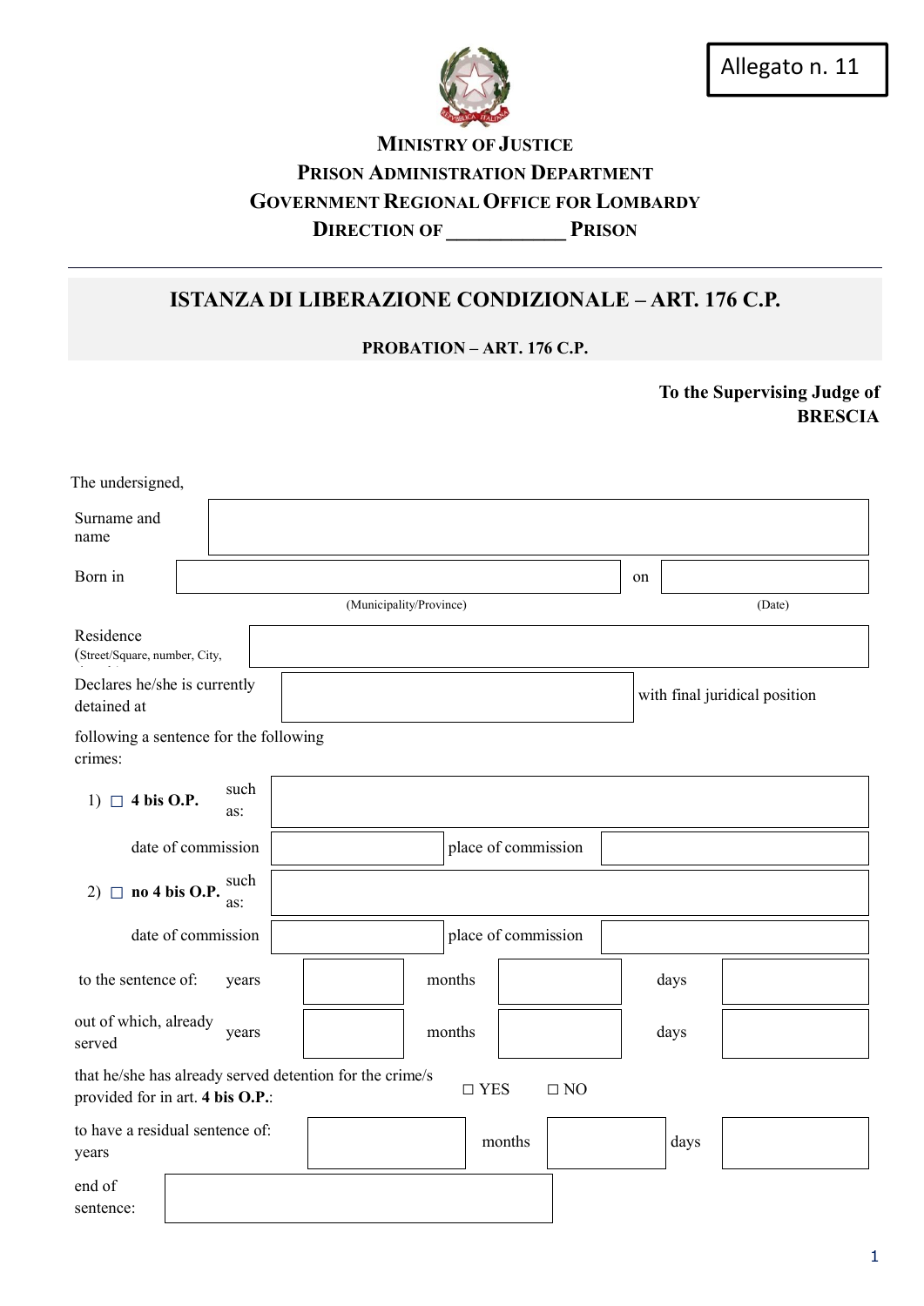Allegato n. 11

**MINISTRY OF JUSTICE**
**PRISON ADMINISTRATION DEPARTMENT**
**GOVERNMENT REGIONAL OFFICE FOR LOMBARDY**
**DIRECTION OF \_\_\_\_\_\_\_\_\_\_\_\_ PRISON**

# ISTANZA DI LIBERAZIONE CONDIZIONALE – ART. 176 C.P.

**PROBATION – ART. 176 C.P.**

**To the Supervising Judge of**
**BRESCIA**

The undersigned,

| | | | |
|---|---|---|---|
| Surname and name | | | |
| Born in | (Municipality/Province) | on | (Date) |
| Residence (Street/Square, number, City, | | | |
| Declares he/she is currently detained at | | with final juridical position | |

following a sentence for the following crimes:

| | | | |
|---|---|---|---|
| 1) ☐ **4 bis O.P.** such as: | | | |
| date of commission | | place of commission | |
| 2) ☐ **no 4 bis O.P.** such as: | | | |
| date of commission | | place of commission | |

| | | | | | | |
|---|---|---|---|---|---|---|
| to the sentence of: | years | | months | | days | |
| out of which, already served | years | | months | | days | |

that he/she has already served detention for the crime/s provided for in art. **4 bis O.P.**: ☐ YES ☐ NO

| | | | | | |
|---|---|---|---|---|---|
| to have a residual sentence of: years | | months | | days | |

| | |
|---|---|
| end of sentence: | |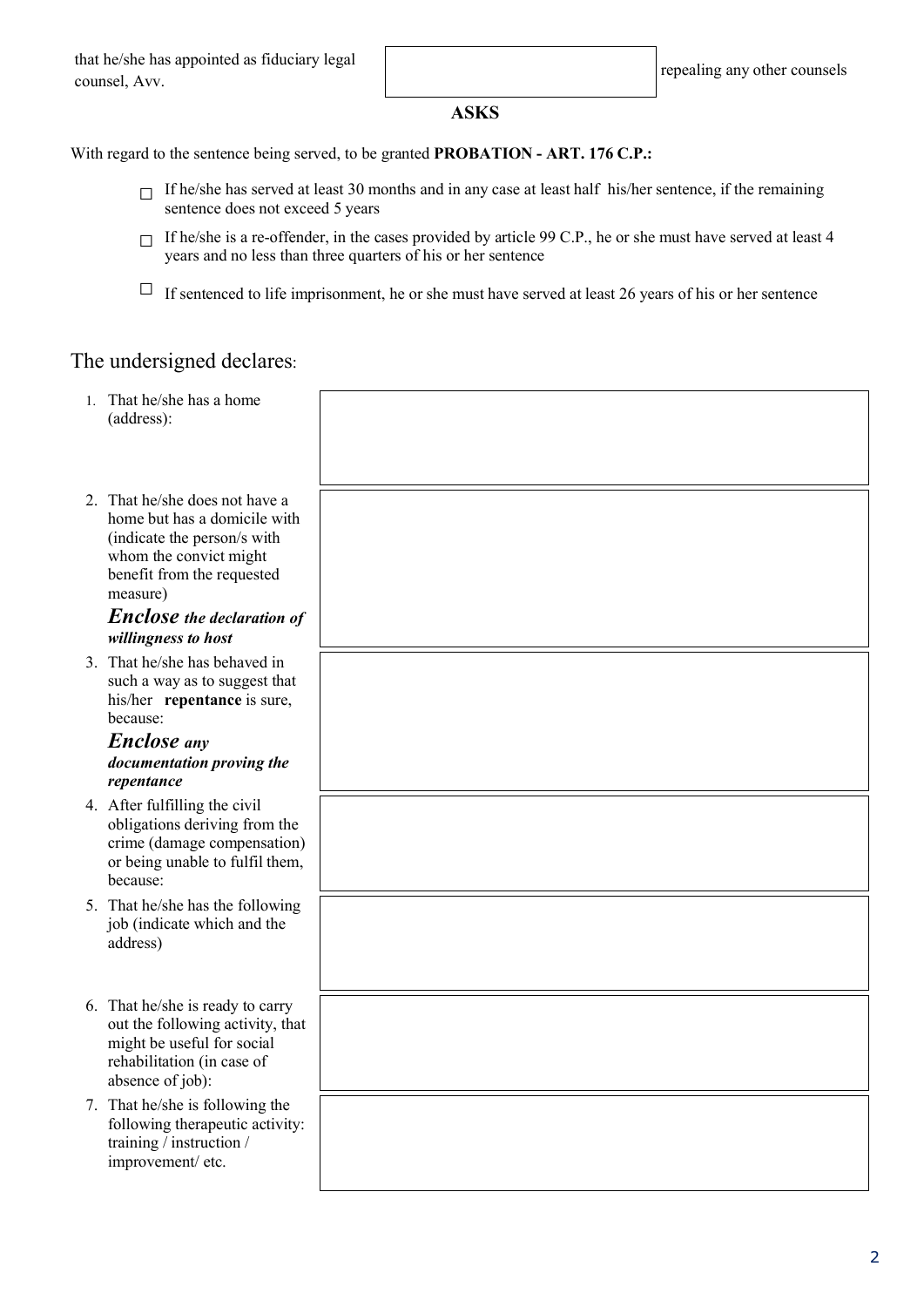that he/she has appointed as fiduciary legal counsel, Avv. ______________________ repealing any other counsels

**ASKS**

With regard to the sentence being served, to be granted **PROBATION - ART. 176 C.P.:**

- ☐ If he/she has served at least 30 months and in any case at least half his/her sentence, if the remaining sentence does not exceed 5 years
- ☐ If he/she is a re-offender, in the cases provided by article 99 C.P., he or she must have served at least 4 years and no less than three quarters of his or her sentence
- ☐ If sentenced to life imprisonment, he or she must have served at least 26 years of his or her sentence

## The undersigned declares:

| | |
|---|---|
| 1. That he/she has a home (address): | |
| 2. That he/she does not have a home but has a domicile with (indicate the person/s with whom the convict might benefit from the requested measure) ***Enclose the declaration of willingness to host*** | |
| 3. That he/she has behaved in such a way as to suggest that his/her **repentance** is sure, because: ***Enclose any documentation proving the repentance*** | |
| 4. After fulfilling the civil obligations deriving from the crime (damage compensation) or being unable to fulfil them, because: | |
| 5. That he/she has the following job (indicate which and the address) | |
| 6. That he/she is ready to carry out the following activity, that might be useful for social rehabilitation (in case of absence of job): | |
| 7. That he/she is following the following therapeutic activity: training / instruction / improvement/ etc. | |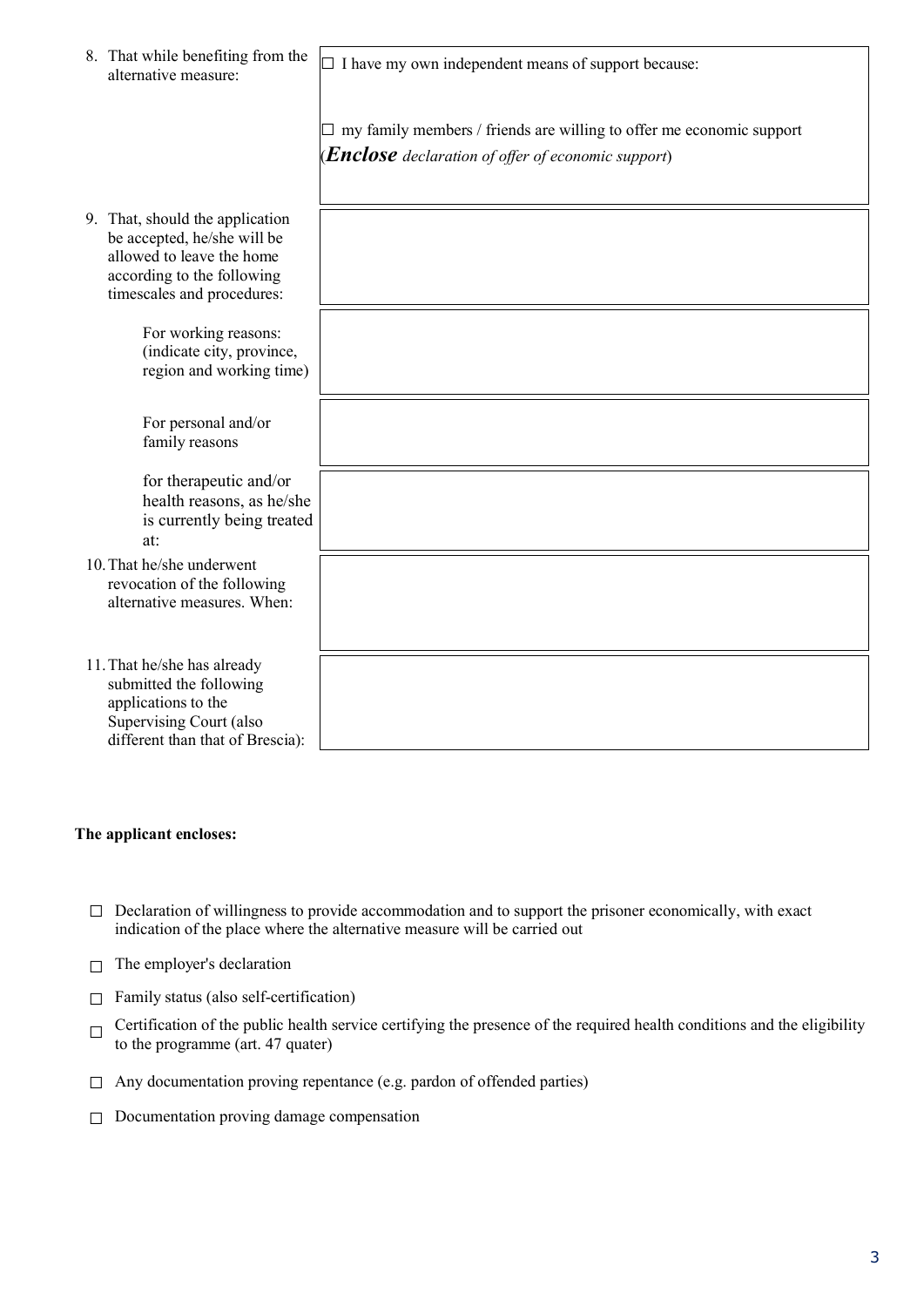| | |
|---|---|
| 8. That while benefiting from the alternative measure: | ☐ I have my own independent means of support because:<br><br>☐ my family members / friends are willing to offer me economic support (***Enclose*** *declaration of offer of economic support*) |
| 9. That, should the application be accepted, he/she will be allowed to leave the home according to the following timescales and procedures: | |
| For working reasons: (indicate city, province, region and working time) | |
| For personal and/or family reasons | |
| for therapeutic and/or health reasons, as he/she is currently being treated at: | |
| 10. That he/she underwent revocation of the following alternative measures. When: | |
| 11. That he/she has already submitted the following applications to the Supervising Court (also different than that of Brescia): | |

**The applicant encloses:**

- ☐ Declaration of willingness to provide accommodation and to support the prisoner economically, with exact indication of the place where the alternative measure will be carried out
- ☐ The employer's declaration
- ☐ Family status (also self-certification)
- ☐ Certification of the public health service certifying the presence of the required health conditions and the eligibility to the programme (art. 47 quater)
- ☐ Any documentation proving repentance (e.g. pardon of offended parties)
- ☐ Documentation proving damage compensation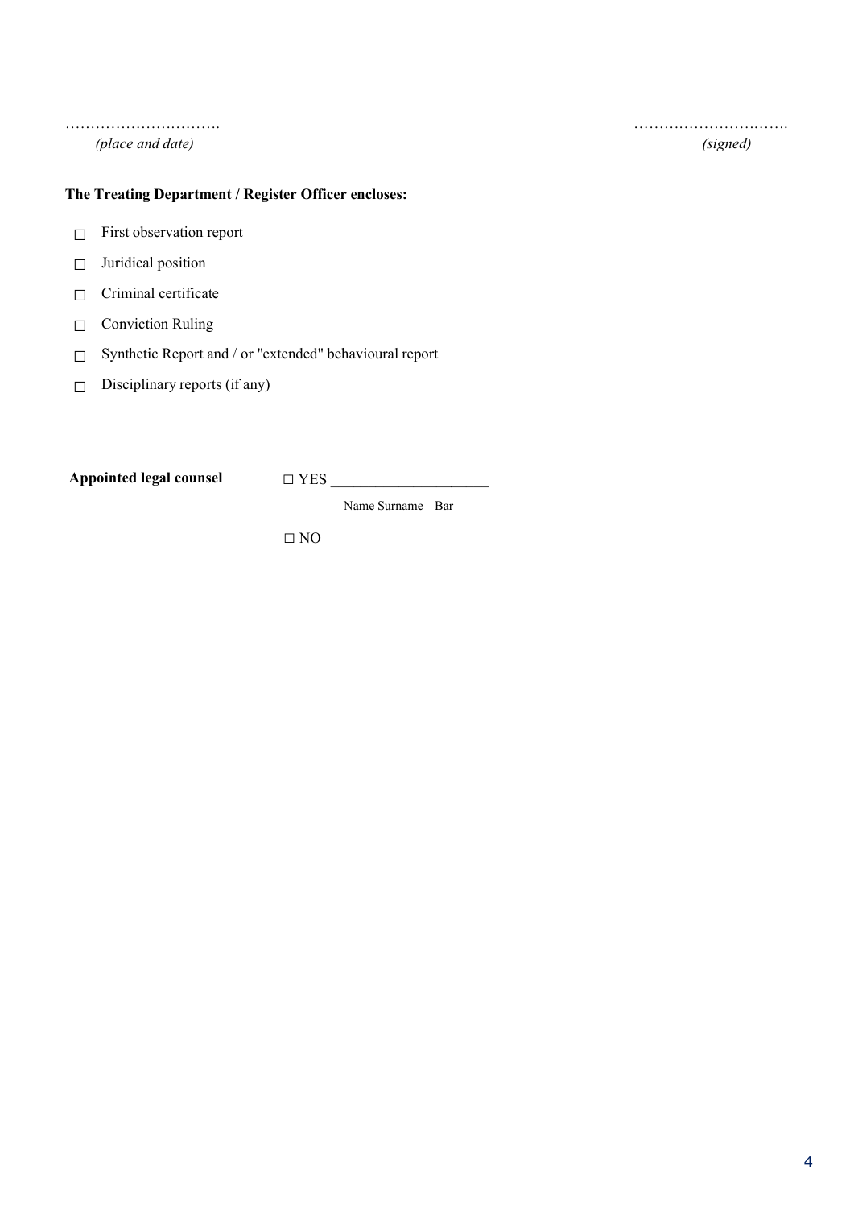………………………….                                                                                    ………………………….

*(place and date)*                                                                                    *(signed)*

**The Treating Department / Register Officer encloses:**

- ☐ First observation report
- ☐ Juridical position
- ☐ Criminal certificate
- ☐ Conviction Ruling
- ☐ Synthetic Report and / or "extended" behavioural report
- ☐ Disciplinary reports (if any)

**Appointed legal counsel**     ☐ YES ____________________

Name Surname   Bar

☐ NO